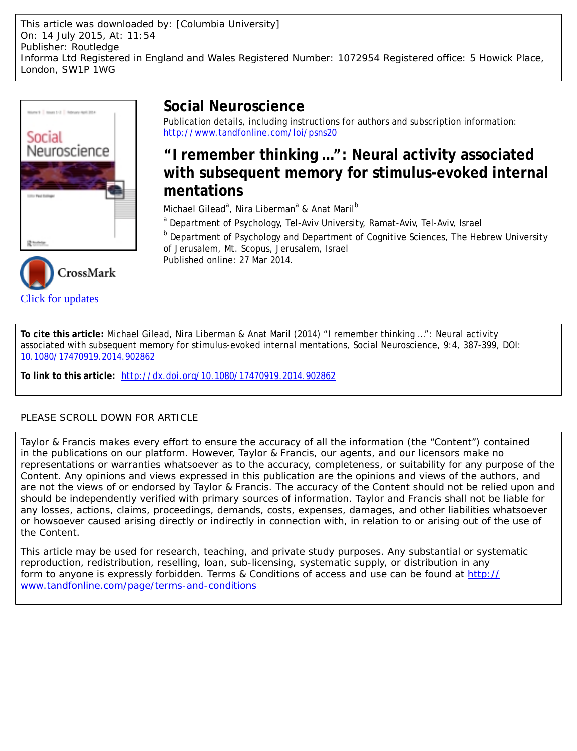This article was downloaded by: [Columbia University]
On: 14 July 2015, At: 11:54
Publisher: Routledge
Informa Ltd Registered in England and Wales Registered Number: 1072954 Registered office: 5 Howick Place, London, SW1P 1WG

# Social Neuroscience

Publication details, including instructions for authors and subscription information:
http://www.tandfonline.com/loi/psns20

## “I remember thinking ...”: Neural activity associated with subsequent memory for stimulus-evoked internal mentations

Michael Gilead[a], Nira Liberman[a] & Anat Maril[b]

[a] Department of Psychology, Tel-Aviv University, Ramat-Aviv, Tel-Aviv, Israel

[b] Department of Psychology and Department of Cognitive Sciences, The Hebrew University of Jerusalem, Mt. Scopus, Jerusalem, Israel

Published online: 27 Mar 2014.

Click for updates

**To cite this article:** Michael Gilead, Nira Liberman & Anat Maril (2014) “I remember thinking ...”: Neural activity associated with subsequent memory for stimulus-evoked internal mentations, Social Neuroscience, 9:4, 387-399, DOI: 10.1080/17470919.2014.902862

**To link to this article:** http://dx.doi.org/10.1080/17470919.2014.902862

PLEASE SCROLL DOWN FOR ARTICLE

Taylor & Francis makes every effort to ensure the accuracy of all the information (the “Content”) contained in the publications on our platform. However, Taylor & Francis, our agents, and our licensors make no representations or warranties whatsoever as to the accuracy, completeness, or suitability for any purpose of the Content. Any opinions and views expressed in this publication are the opinions and views of the authors, and are not the views of or endorsed by Taylor & Francis. The accuracy of the Content should not be relied upon and should be independently verified with primary sources of information. Taylor and Francis shall not be liable for any losses, actions, claims, proceedings, demands, costs, expenses, damages, and other liabilities whatsoever or howsoever caused arising directly or indirectly in connection with, in relation to or arising out of the use of the Content.

This article may be used for research, teaching, and private study purposes. Any substantial or systematic reproduction, redistribution, reselling, loan, sub-licensing, systematic supply, or distribution in any form to anyone is expressly forbidden. Terms & Conditions of access and use can be found at http://www.tandfonline.com/page/terms-and-conditions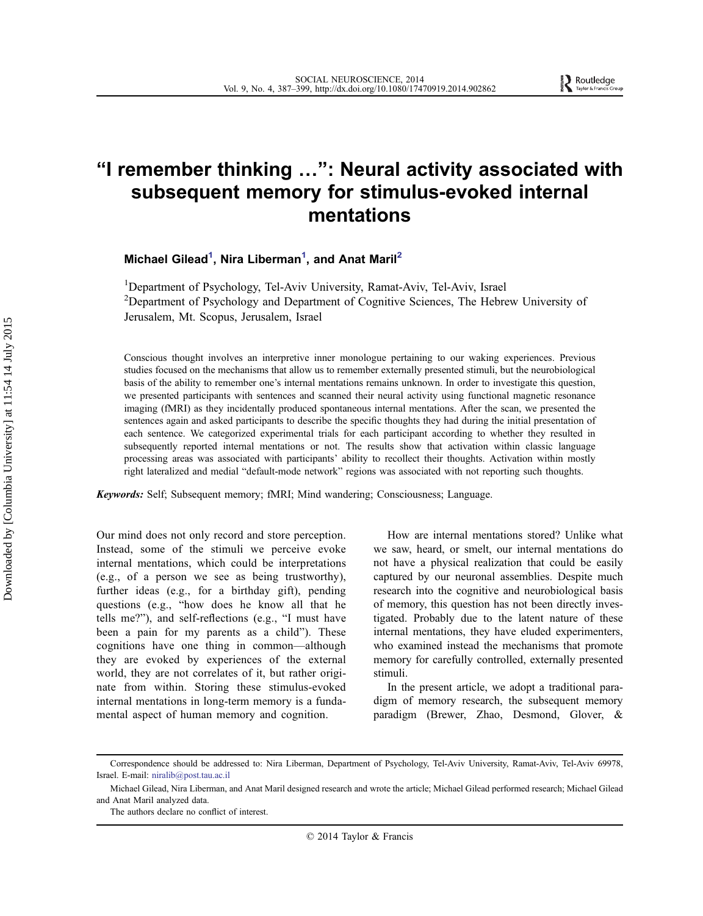# "I remember thinking …": Neural activity associated with subsequent memory for stimulus-evoked internal mentations

**Michael Gilead[1], Nira Liberman[1], and Anat Maril[2]**

[1]Department of Psychology, Tel-Aviv University, Ramat-Aviv, Tel-Aviv, Israel
[2]Department of Psychology and Department of Cognitive Sciences, The Hebrew University of Jerusalem, Mt. Scopus, Jerusalem, Israel

Conscious thought involves an interpretive inner monologue pertaining to our waking experiences. Previous studies focused on the mechanisms that allow us to remember externally presented stimuli, but the neurobiological basis of the ability to remember one's internal mentations remains unknown. In order to investigate this question, we presented participants with sentences and scanned their neural activity using functional magnetic resonance imaging (fMRI) as they incidentally produced spontaneous internal mentations. After the scan, we presented the sentences again and asked participants to describe the specific thoughts they had during the initial presentation of each sentence. We categorized experimental trials for each participant according to whether they resulted in subsequently reported internal mentations or not. The results show that activation within classic language processing areas was associated with participants' ability to recollect their thoughts. Activation within mostly right lateralized and medial "default-mode network" regions was associated with not reporting such thoughts.

***Keywords:*** Self; Subsequent memory; fMRI; Mind wandering; Consciousness; Language.

Our mind does not only record and store perception. Instead, some of the stimuli we perceive evoke internal mentations, which could be interpretations (e.g., of a person we see as being trustworthy), further ideas (e.g., for a birthday gift), pending questions (e.g., "how does he know all that he tells me?"), and self-reflections (e.g., "I must have been a pain for my parents as a child"). These cognitions have one thing in common—although they are evoked by experiences of the external world, they are not correlates of it, but rather originate from within. Storing these stimulus-evoked internal mentations in long-term memory is a fundamental aspect of human memory and cognition.

How are internal mentations stored? Unlike what we saw, heard, or smelt, our internal mentations do not have a physical realization that could be easily captured by our neuronal assemblies. Despite much research into the cognitive and neurobiological basis of memory, this question has not been directly investigated. Probably due to the latent nature of these internal mentations, they have eluded experimenters, who examined instead the mechanisms that promote memory for carefully controlled, externally presented stimuli.

In the present article, we adopt a traditional paradigm of memory research, the subsequent memory paradigm (Brewer, Zhao, Desmond, Glover, &

Correspondence should be addressed to: Nira Liberman, Department of Psychology, Tel-Aviv University, Ramat-Aviv, Tel-Aviv 69978, Israel. E-mail: niralib@post.tau.ac.il

Michael Gilead, Nira Liberman, and Anat Maril designed research and wrote the article; Michael Gilead performed research; Michael Gilead and Anat Maril analyzed data.

The authors declare no conflict of interest.

© 2014 Taylor & Francis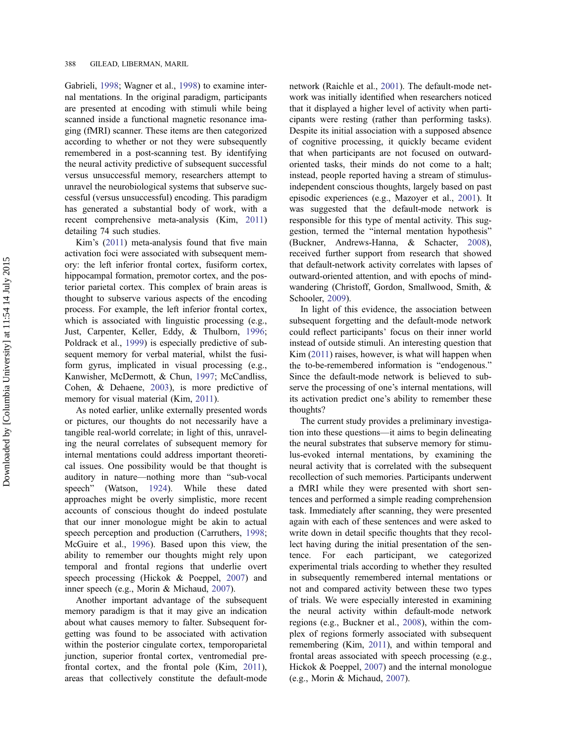Gabrieli, 1998; Wagner et al., 1998) to examine internal mentations. In the original paradigm, participants are presented at encoding with stimuli while being scanned inside a functional magnetic resonance imaging (fMRI) scanner. These items are then categorized according to whether or not they were subsequently remembered in a post-scanning test. By identifying the neural activity predictive of subsequent successful versus unsuccessful memory, researchers attempt to unravel the neurobiological systems that subserve successful (versus unsuccessful) encoding. This paradigm has generated a substantial body of work, with a recent comprehensive meta-analysis (Kim, 2011) detailing 74 such studies.

Kim's (2011) meta-analysis found that five main activation foci were associated with subsequent memory: the left inferior frontal cortex, fusiform cortex, hippocampal formation, premotor cortex, and the posterior parietal cortex. This complex of brain areas is thought to subserve various aspects of the encoding process. For example, the left inferior frontal cortex, which is associated with linguistic processing (e.g., Just, Carpenter, Keller, Eddy, & Thulborn, 1996; Poldrack et al., 1999) is especially predictive of subsequent memory for verbal material, whilst the fusiform gyrus, implicated in visual processing (e.g., Kanwisher, McDermott, & Chun, 1997; McCandliss, Cohen, & Dehaene, 2003), is more predictive of memory for visual material (Kim, 2011).

As noted earlier, unlike externally presented words or pictures, our thoughts do not necessarily have a tangible real-world correlate; in light of this, unraveling the neural correlates of subsequent memory for internal mentations could address important theoretical issues. One possibility would be that thought is auditory in nature—nothing more than "sub-vocal speech" (Watson, 1924). While these dated approaches might be overly simplistic, more recent accounts of conscious thought do indeed postulate that our inner monologue might be akin to actual speech perception and production (Carruthers, 1998; McGuire et al., 1996). Based upon this view, the ability to remember our thoughts might rely upon temporal and frontal regions that underlie overt speech processing (Hickok & Poeppel, 2007) and inner speech (e.g., Morin & Michaud, 2007).

Another important advantage of the subsequent memory paradigm is that it may give an indication about what causes memory to falter. Subsequent forgetting was found to be associated with activation within the posterior cingulate cortex, temporoparietal junction, superior frontal cortex, ventromedial prefrontal cortex, and the frontal pole (Kim, 2011), areas that collectively constitute the default-mode network (Raichle et al., 2001). The default-mode network was initially identified when researchers noticed that it displayed a higher level of activity when participants were resting (rather than performing tasks). Despite its initial association with a supposed absence of cognitive processing, it quickly became evident that when participants are not focused on outward-oriented tasks, their minds do not come to a halt; instead, people reported having a stream of stimulus-independent conscious thoughts, largely based on past episodic experiences (e.g., Mazoyer et al., 2001). It was suggested that the default-mode network is responsible for this type of mental activity. This suggestion, termed the "internal mentation hypothesis" (Buckner, Andrews-Hanna, & Schacter, 2008), received further support from research that showed that default-network activity correlates with lapses of outward-oriented attention, and with epochs of mind-wandering (Christoff, Gordon, Smallwood, Smith, & Schooler, 2009).

In light of this evidence, the association between subsequent forgetting and the default-mode network could reflect participants' focus on their inner world instead of outside stimuli. An interesting question that Kim (2011) raises, however, is what will happen when the to-be-remembered information is "endogenous." Since the default-mode network is believed to subserve the processing of one's internal mentations, will its activation predict one's ability to remember these thoughts?

The current study provides a preliminary investigation into these questions—it aims to begin delineating the neural substrates that subserve memory for stimulus-evoked internal mentations, by examining the neural activity that is correlated with the subsequent recollection of such memories. Participants underwent a fMRI while they were presented with short sentences and performed a simple reading comprehension task. Immediately after scanning, they were presented again with each of these sentences and were asked to write down in detail specific thoughts that they recollect having during the initial presentation of the sentence. For each participant, we categorized experimental trials according to whether they resulted in subsequently remembered internal mentations or not and compared activity between these two types of trials. We were especially interested in examining the neural activity within default-mode network regions (e.g., Buckner et al., 2008), within the complex of regions formerly associated with subsequent remembering (Kim, 2011), and within temporal and frontal areas associated with speech processing (e.g., Hickok & Poeppel, 2007) and the internal monologue (e.g., Morin & Michaud, 2007).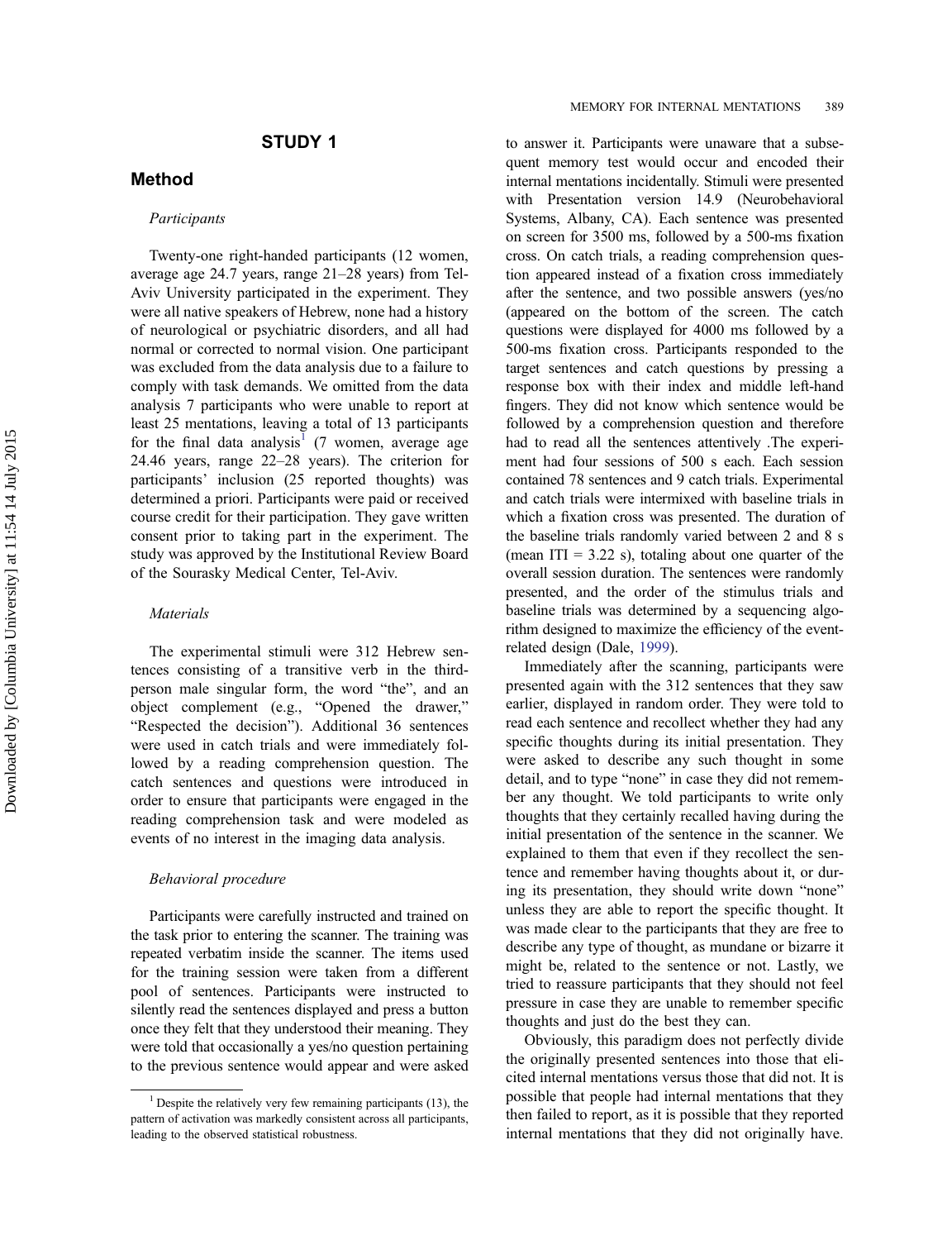# STUDY 1

## Method

### *Participants*

Twenty-one right-handed participants (12 women, average age 24.7 years, range 21–28 years) from Tel-Aviv University participated in the experiment. They were all native speakers of Hebrew, none had a history of neurological or psychiatric disorders, and all had normal or corrected to normal vision. One participant was excluded from the data analysis due to a failure to comply with task demands. We omitted from the data analysis 7 participants who were unable to report at least 25 mentations, leaving a total of 13 participants for the final data analysis[1] (7 women, average age 24.46 years, range 22–28 years). The criterion for participants' inclusion (25 reported thoughts) was determined a priori. Participants were paid or received course credit for their participation. They gave written consent prior to taking part in the experiment. The study was approved by the Institutional Review Board of the Sourasky Medical Center, Tel-Aviv.

### *Materials*

The experimental stimuli were 312 Hebrew sentences consisting of a transitive verb in the third-person male singular form, the word "the", and an object complement (e.g., "Opened the drawer," "Respected the decision"). Additional 36 sentences were used in catch trials and were immediately followed by a reading comprehension question. The catch sentences and questions were introduced in order to ensure that participants were engaged in the reading comprehension task and were modeled as events of no interest in the imaging data analysis.

### *Behavioral procedure*

Participants were carefully instructed and trained on the task prior to entering the scanner. The training was repeated verbatim inside the scanner. The items used for the training session were taken from a different pool of sentences. Participants were instructed to silently read the sentences displayed and press a button once they felt that they understood their meaning. They were told that occasionally a yes/no question pertaining to the previous sentence would appear and were asked to answer it. Participants were unaware that a subsequent memory test would occur and encoded their internal mentations incidentally. Stimuli were presented with Presentation version 14.9 (Neurobehavioral Systems, Albany, CA). Each sentence was presented on screen for 3500 ms, followed by a 500-ms fixation cross. On catch trials, a reading comprehension question appeared instead of a fixation cross immediately after the sentence, and two possible answers (yes/no (appeared on the bottom of the screen. The catch questions were displayed for 4000 ms followed by a 500-ms fixation cross. Participants responded to the target sentences and catch questions by pressing a response box with their index and middle left-hand fingers. They did not know which sentence would be followed by a comprehension question and therefore had to read all the sentences attentively .The experiment had four sessions of 500 s each. Each session contained 78 sentences and 9 catch trials. Experimental and catch trials were intermixed with baseline trials in which a fixation cross was presented. The duration of the baseline trials randomly varied between 2 and 8 s (mean ITI = 3.22 s), totaling about one quarter of the overall session duration. The sentences were randomly presented, and the order of the stimulus trials and baseline trials was determined by a sequencing algorithm designed to maximize the efficiency of the event-related design (Dale, 1999).

Immediately after the scanning, participants were presented again with the 312 sentences that they saw earlier, displayed in random order. They were told to read each sentence and recollect whether they had any specific thoughts during its initial presentation. They were asked to describe any such thought in some detail, and to type "none" in case they did not remember any thought. We told participants to write only thoughts that they certainly recalled having during the initial presentation of the sentence in the scanner. We explained to them that even if they recollect the sentence and remember having thoughts about it, or during its presentation, they should write down "none" unless they are able to report the specific thought. It was made clear to the participants that they are free to describe any type of thought, as mundane or bizarre it might be, related to the sentence or not. Lastly, we tried to reassure participants that they should not feel pressure in case they are unable to remember specific thoughts and just do the best they can.

Obviously, this paradigm does not perfectly divide the originally presented sentences into those that elicited internal mentations versus those that did not. It is possible that people had internal mentations that they then failed to report, as it is possible that they reported internal mentations that they did not originally have.

[1] Despite the relatively very few remaining participants (13), the pattern of activation was markedly consistent across all participants, leading to the observed statistical robustness.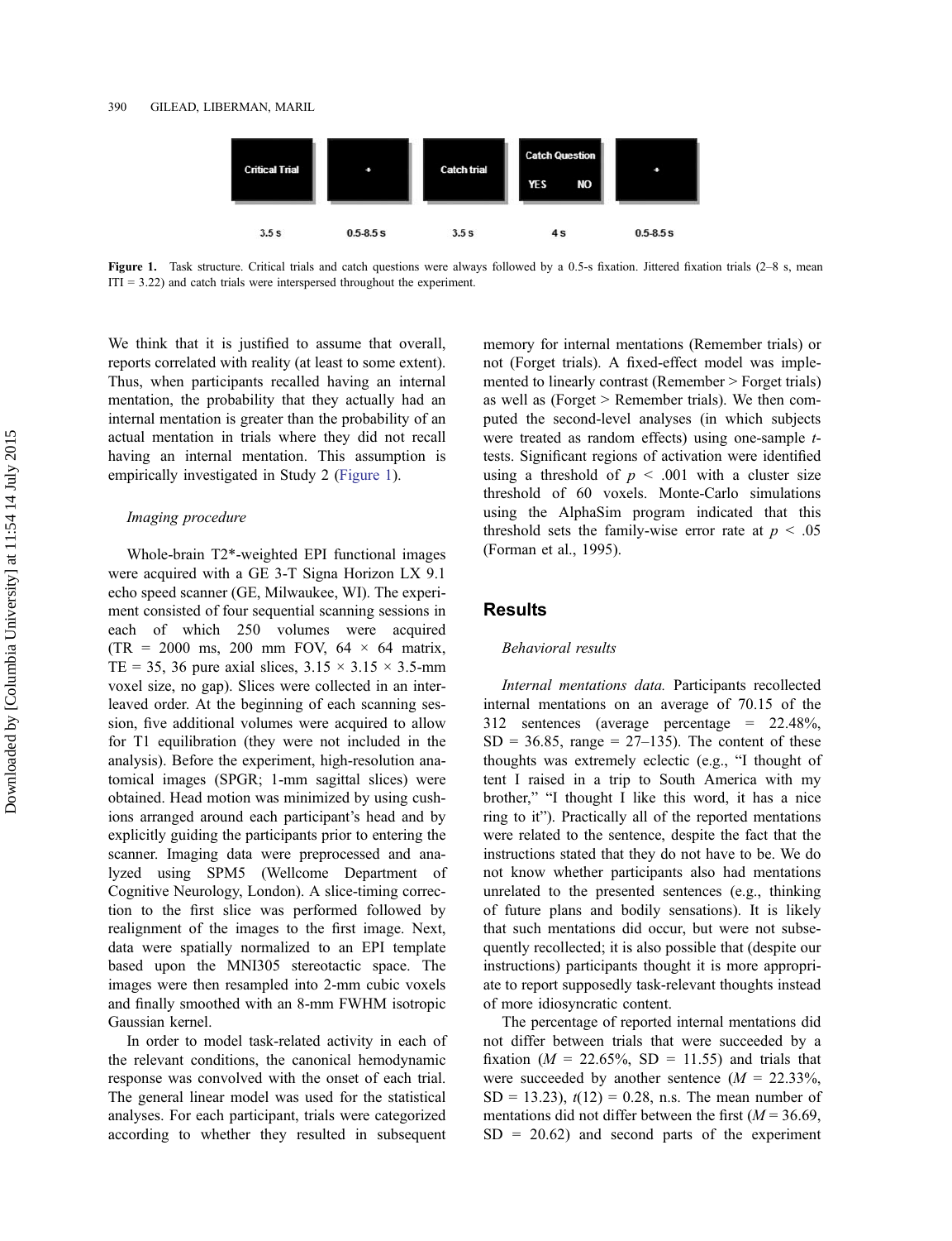Critical Trial | + | Catch trial | Catch Question YES NO | +

3.5 s | 0.5-8.5 s | 3.5 s | 4 s | 0.5-8.5 s

**Figure 1.** Task structure. Critical trials and catch questions were always followed by a 0.5-s fixation. Jittered fixation trials (2–8 s, mean ITI = 3.22) and catch trials were interspersed throughout the experiment.

We think that it is justified to assume that overall, reports correlated with reality (at least to some extent). Thus, when participants recalled having an internal mentation, the probability that they actually had an internal mentation is greater than the probability of an actual mentation in trials where they did not recall having an internal mentation. This assumption is empirically investigated in Study 2 (Figure 1).

*Imaging procedure*

Whole-brain T2*-weighted EPI functional images were acquired with a GE 3-T Signa Horizon LX 9.1 echo speed scanner (GE, Milwaukee, WI). The experiment consisted of four sequential scanning sessions in each of which 250 volumes were acquired (TR = 2000 ms, 200 mm FOV, 64 × 64 matrix, TE = 35, 36 pure axial slices, 3.15 × 3.15 × 3.5-mm voxel size, no gap). Slices were collected in an interleaved order. At the beginning of each scanning session, five additional volumes were acquired to allow for T1 equilibration (they were not included in the analysis). Before the experiment, high-resolution anatomical images (SPGR; 1-mm sagittal slices) were obtained. Head motion was minimized by using cushions arranged around each participant's head and by explicitly guiding the participants prior to entering the scanner. Imaging data were preprocessed and analyzed using SPM5 (Wellcome Department of Cognitive Neurology, London). A slice-timing correction to the first slice was performed followed by realignment of the images to the first image. Next, data were spatially normalized to an EPI template based upon the MNI305 stereotactic space. The images were then resampled into 2-mm cubic voxels and finally smoothed with an 8-mm FWHM isotropic Gaussian kernel.

In order to model task-related activity in each of the relevant conditions, the canonical hemodynamic response was convolved with the onset of each trial. The general linear model was used for the statistical analyses. For each participant, trials were categorized according to whether they resulted in subsequent memory for internal mentations (Remember trials) or not (Forget trials). A fixed-effect model was implemented to linearly contrast (Remember > Forget trials) as well as (Forget > Remember trials). We then computed the second-level analyses (in which subjects were treated as random effects) using one-sample *t*-tests. Significant regions of activation were identified using a threshold of $p < .001$ with a cluster size threshold of 60 voxels. Monte-Carlo simulations using the AlphaSim program indicated that this threshold sets the family-wise error rate at $p < .05$ (Forman et al., 1995).

## Results

*Behavioral results*

*Internal mentations data.* Participants recollected internal mentations on an average of 70.15 of the 312 sentences (average percentage = 22.48%, SD = 36.85, range = 27–135). The content of these thoughts was extremely eclectic (e.g., "I thought of tent I raised in a trip to South America with my brother," "I thought I like this word, it has a nice ring to it"). Practically all of the reported mentations were related to the sentence, despite the fact that the instructions stated that they do not have to be. We do not know whether participants also had mentations unrelated to the presented sentences (e.g., thinking of future plans and bodily sensations). It is likely that such mentations did occur, but were not subsequently recollected; it is also possible that (despite our instructions) participants thought it is more appropriate to report supposedly task-relevant thoughts instead of more idiosyncratic content.

The percentage of reported internal mentations did not differ between trials that were succeeded by a fixation ($M$ = 22.65%, SD = 11.55) and trials that were succeeded by another sentence ($M$ = 22.33%, SD = 13.23), $t(12) = 0.28$, n.s. The mean number of mentations did not differ between the first ($M$ = 36.69, SD = 20.62) and second parts of the experiment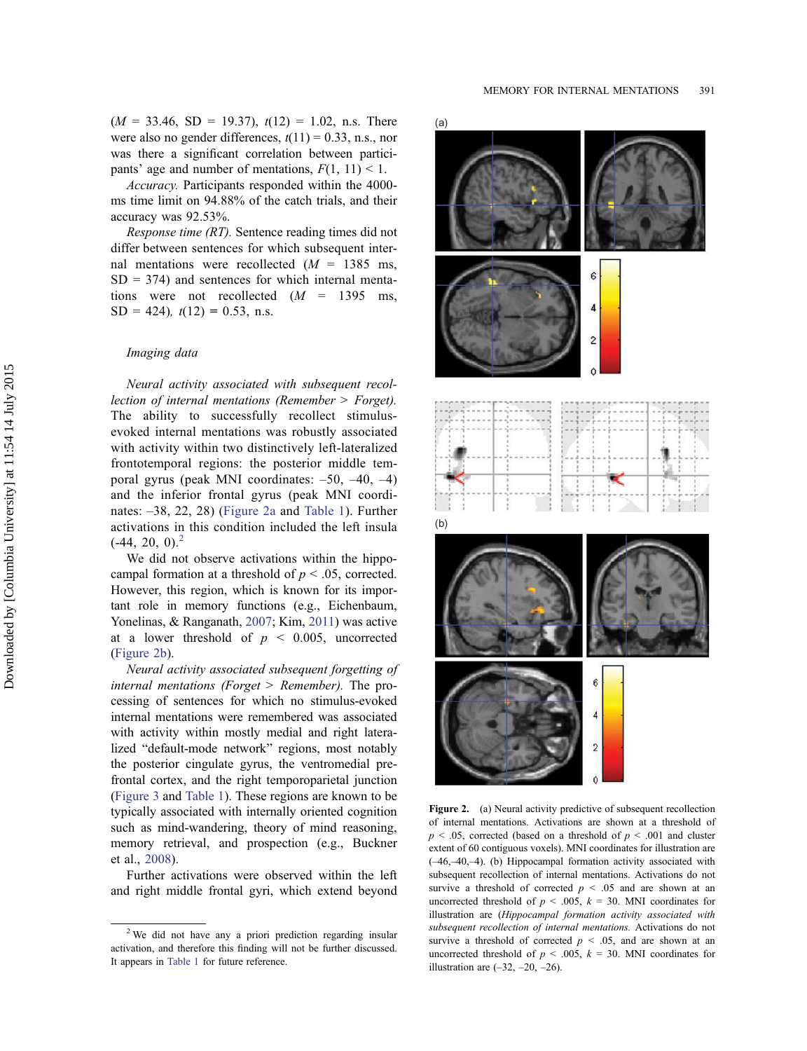($M$ = 33.46, SD = 19.37), $t(12)$ = 1.02, n.s. There were also no gender differences, $t(11)$ = 0.33, n.s., nor was there a significant correlation between participants' age and number of mentations, $F(1, 11) < 1$.

*Accuracy.* Participants responded within the 4000-ms time limit on 94.88% of the catch trials, and their accuracy was 92.53%.

*Response time (RT).* Sentence reading times did not differ between sentences for which subsequent internal mentations were recollected ($M$ = 1385 ms, SD = 374) and sentences for which internal mentations were not recollected ($M$ = 1395 ms, SD = 424), $t(12)$ = 0.53, n.s.

### *Imaging data*

*Neural activity associated with subsequent recollection of internal mentations (Remember > Forget).* The ability to successfully recollect stimulus-evoked internal mentations was robustly associated with activity within two distinctively left-lateralized frontotemporal regions: the posterior middle temporal gyrus (peak MNI coordinates: –50, –40, –4) and the inferior frontal gyrus (peak MNI coordinates: –38, 22, 28) (Figure 2a and Table 1). Further activations in this condition included the left insula (-44, 20, 0).[2]

We did not observe activations within the hippocampal formation at a threshold of $p < .05$, corrected. However, this region, which is known for its important role in memory functions (e.g., Eichenbaum, Yonelinas, & Ranganath, 2007; Kim, 2011) was active at a lower threshold of $p < 0.005$, uncorrected (Figure 2b).

*Neural activity associated subsequent forgetting of internal mentations (Forget > Remember).* The processing of sentences for which no stimulus-evoked internal mentations were remembered was associated with activity within mostly medial and right lateralized "default-mode network" regions, most notably the posterior cingulate gyrus, the ventromedial prefrontal cortex, and the right temporoparietal junction (Figure 3 and Table 1). These regions are known to be typically associated with internally oriented cognition such as mind-wandering, theory of mind reasoning, memory retrieval, and prospection (e.g., Buckner et al., 2008).

Further activations were observed within the left and right middle frontal gyri, which extend beyond

[2] We did not have any a priori prediction regarding insular activation, and therefore this finding will not be further discussed. It appears in Table 1 for future reference.

**Figure 2.** (a) Neural activity predictive of subsequent recollection of internal mentations. Activations are shown at a threshold of $p < .05$, corrected (based on a threshold of $p < .001$ and cluster extent of 60 contiguous voxels). MNI coordinates for illustration are (–46,–40,–4). (b) Hippocampal formation activity associated with subsequent recollection of internal mentations. Activations do not survive a threshold of corrected $p < .05$ and are shown at an uncorrected threshold of $p < .005$, $k$ = 30. MNI coordinates for illustration are (*Hippocampal formation activity associated with subsequent recollection of internal mentations.* Activations do not survive a threshold of corrected $p < .05$, and are shown at an uncorrected threshold of $p < .005$, $k$ = 30. MNI coordinates for illustration are (–32, –20, –26).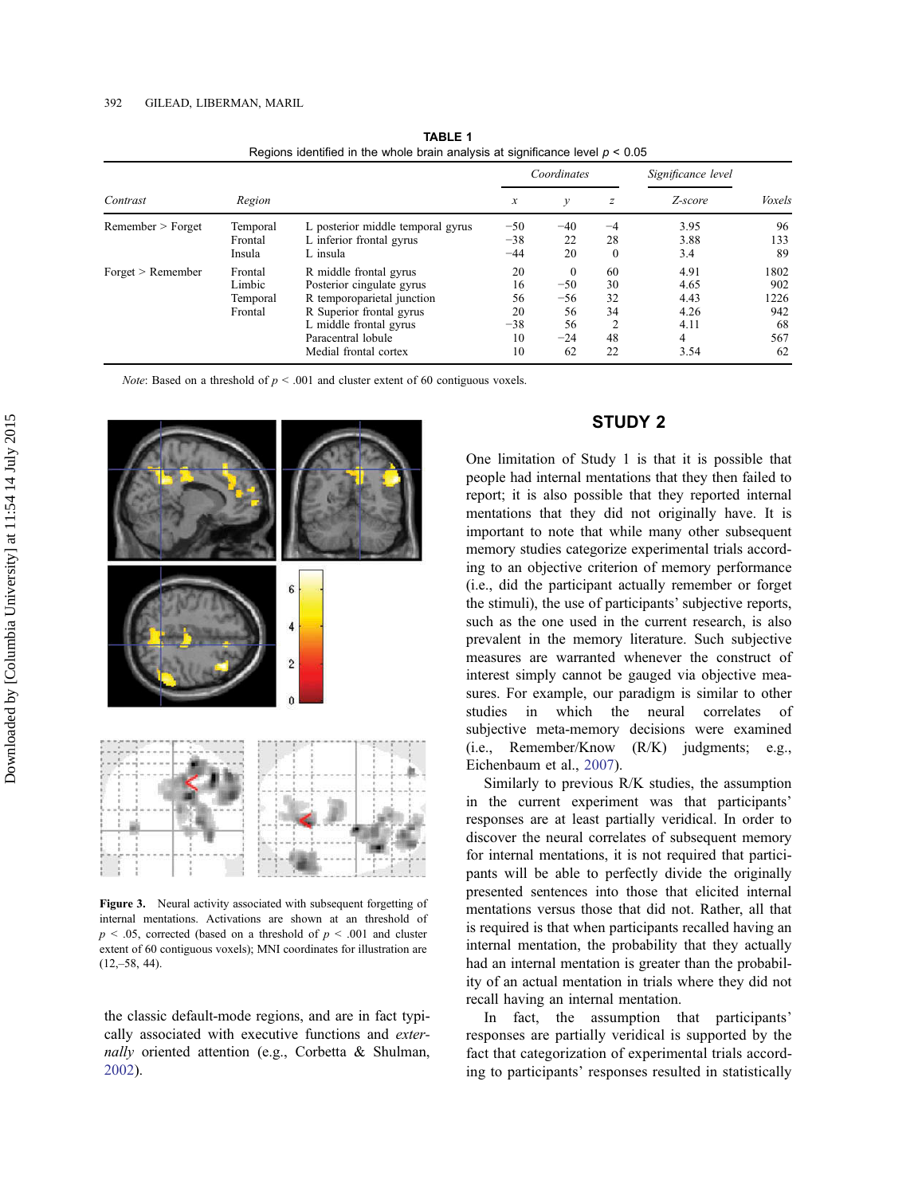**TABLE 1**
Regions identified in the whole brain analysis at significance level $p < 0.05$

| Contrast | Region | | Coordinates | | | Significance level | |
|---|---|---|---|---|---|---|---|
| | | | $x$ | $y$ | $z$ | Z-score | Voxels |
| Remember > Forget | Temporal | L posterior middle temporal gyrus | −50 | −40 | −4 | 3.95 | 96 |
| | Frontal | L inferior frontal gyrus | −38 | 22 | 28 | 3.88 | 133 |
| | Insula | L insula | −44 | 20 | 0 | 3.4 | 89 |
| Forget > Remember | Frontal | R middle frontal gyrus | 20 | 0 | 60 | 4.91 | 1802 |
| | Limbic | Posterior cingulate gyrus | 16 | −50 | 30 | 4.65 | 902 |
| | Temporal | R temporoparietal junction | 56 | −56 | 32 | 4.43 | 1226 |
| | Frontal | R Superior frontal gyrus | 20 | 56 | 34 | 4.26 | 942 |
| | | L middle frontal gyrus | −38 | 56 | 2 | 4.11 | 68 |
| | | Paracentral lobule | 10 | −24 | 48 | 4 | 567 |
| | | Medial frontal cortex | 10 | 62 | 22 | 3.54 | 62 |

*Note*: Based on a threshold of $p < .001$ and cluster extent of 60 contiguous voxels.

**Figure 3.** Neural activity associated with subsequent forgetting of internal mentations. Activations are shown at an threshold of $p < .05$, corrected (based on a threshold of $p < .001$ and cluster extent of 60 contiguous voxels); MNI coordinates for illustration are (12,–58, 44).

the classic default-mode regions, and are in fact typically associated with executive functions and *externally* oriented attention (e.g., Corbetta & Shulman, 2002).

## STUDY 2

One limitation of Study 1 is that it is possible that people had internal mentations that they then failed to report; it is also possible that they reported internal mentations that they did not originally have. It is important to note that while many other subsequent memory studies categorize experimental trials according to an objective criterion of memory performance (i.e., did the participant actually remember or forget the stimuli), the use of participants' subjective reports, such as the one used in the current research, is also prevalent in the memory literature. Such subjective measures are warranted whenever the construct of interest simply cannot be gauged via objective measures. For example, our paradigm is similar to other studies in which the neural correlates of subjective meta-memory decisions were examined (i.e., Remember/Know (R/K) judgments; e.g., Eichenbaum et al., 2007).

Similarly to previous R/K studies, the assumption in the current experiment was that participants' responses are at least partially veridical. In order to discover the neural correlates of subsequent memory for internal mentations, it is not required that participants will be able to perfectly divide the originally presented sentences into those that elicited internal mentations versus those that did not. Rather, all that is required is that when participants recalled having an internal mentation, the probability that they actually had an internal mentation is greater than the probability of an actual mentation in trials where they did not recall having an internal mentation.

In fact, the assumption that participants' responses are partially veridical is supported by the fact that categorization of experimental trials according to participants' responses resulted in statistically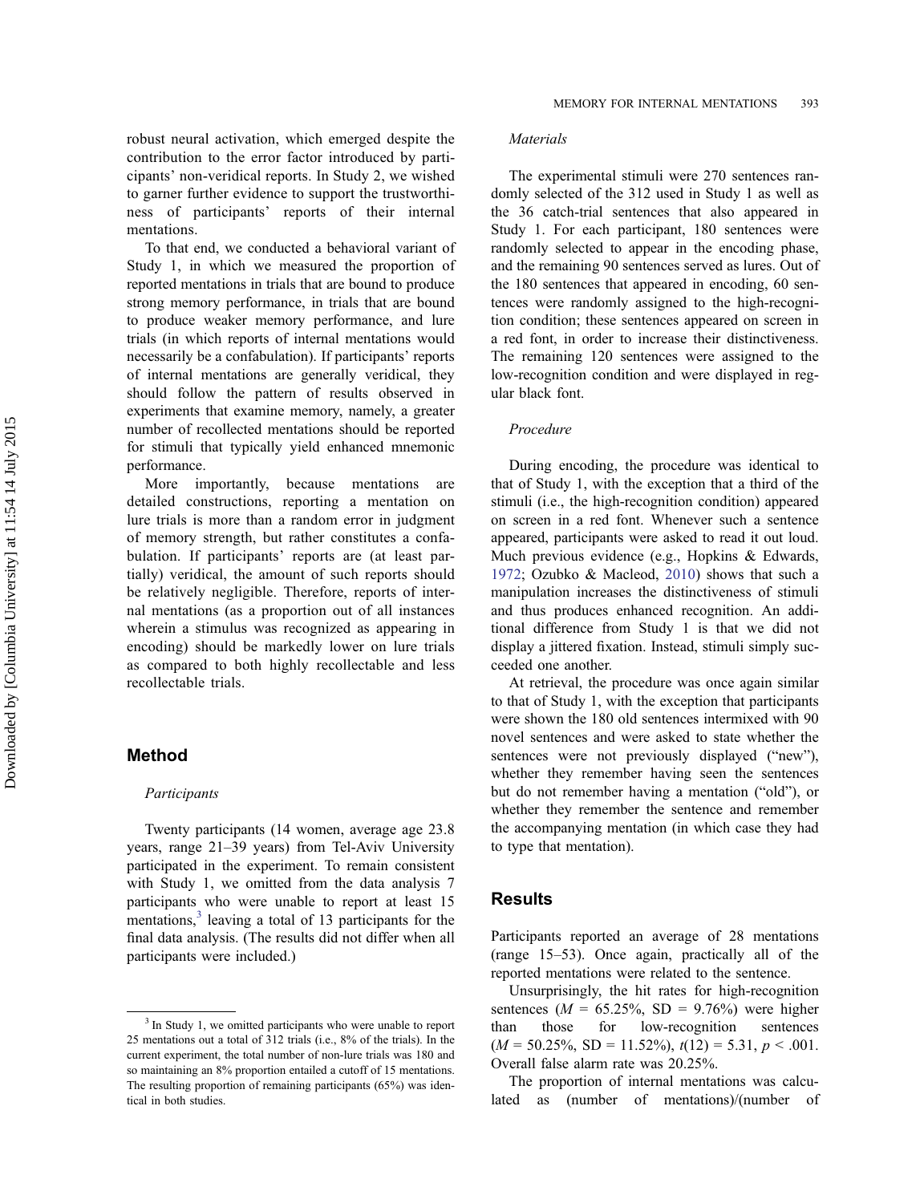robust neural activation, which emerged despite the contribution to the error factor introduced by participants' non-veridical reports. In Study 2, we wished to garner further evidence to support the trustworthiness of participants' reports of their internal mentations.

To that end, we conducted a behavioral variant of Study 1, in which we measured the proportion of reported mentations in trials that are bound to produce strong memory performance, in trials that are bound to produce weaker memory performance, and lure trials (in which reports of internal mentations would necessarily be a confabulation). If participants' reports of internal mentations are generally veridical, they should follow the pattern of results observed in experiments that examine memory, namely, a greater number of recollected mentations should be reported for stimuli that typically yield enhanced mnemonic performance.

More importantly, because mentations are detailed constructions, reporting a mentation on lure trials is more than a random error in judgment of memory strength, but rather constitutes a confabulation. If participants' reports are (at least partially) veridical, the amount of such reports should be relatively negligible. Therefore, reports of internal mentations (as a proportion out of all instances wherein a stimulus was recognized as appearing in encoding) should be markedly lower on lure trials as compared to both highly recollectable and less recollectable trials.

## Method

### *Participants*

Twenty participants (14 women, average age 23.8 years, range 21–39 years) from Tel-Aviv University participated in the experiment. To remain consistent with Study 1, we omitted from the data analysis 7 participants who were unable to report at least 15 mentations,[3] leaving a total of 13 participants for the final data analysis. (The results did not differ when all participants were included.)

[3] In Study 1, we omitted participants who were unable to report 25 mentations out a total of 312 trials (i.e., 8% of the trials). In the current experiment, the total number of non-lure trials was 180 and so maintaining an 8% proportion entailed a cutoff of 15 mentations. The resulting proportion of remaining participants (65%) was identical in both studies.

### *Materials*

The experimental stimuli were 270 sentences randomly selected of the 312 used in Study 1 as well as the 36 catch-trial sentences that also appeared in Study 1. For each participant, 180 sentences were randomly selected to appear in the encoding phase, and the remaining 90 sentences served as lures. Out of the 180 sentences that appeared in encoding, 60 sentences were randomly assigned to the high-recognition condition; these sentences appeared on screen in a red font, in order to increase their distinctiveness. The remaining 120 sentences were assigned to the low-recognition condition and were displayed in regular black font.

### *Procedure*

During encoding, the procedure was identical to that of Study 1, with the exception that a third of the stimuli (i.e., the high-recognition condition) appeared on screen in a red font. Whenever such a sentence appeared, participants were asked to read it out loud. Much previous evidence (e.g., Hopkins & Edwards, 1972; Ozubko & Macleod, 2010) shows that such a manipulation increases the distinctiveness of stimuli and thus produces enhanced recognition. An additional difference from Study 1 is that we did not display a jittered fixation. Instead, stimuli simply succeeded one another.

At retrieval, the procedure was once again similar to that of Study 1, with the exception that participants were shown the 180 old sentences intermixed with 90 novel sentences and were asked to state whether the sentences were not previously displayed ("new"), whether they remember having seen the sentences but do not remember having a mentation ("old"), or whether they remember the sentence and remember the accompanying mentation (in which case they had to type that mentation).

## Results

Participants reported an average of 28 mentations (range 15–53). Once again, practically all of the reported mentations were related to the sentence.

Unsurprisingly, the hit rates for high-recognition sentences ($M$ = 65.25%, SD = 9.76%) were higher than those for low-recognition sentences ($M$ = 50.25%, SD = 11.52%), $t(12) = 5.31$, $p < .001$. Overall false alarm rate was 20.25%.

The proportion of internal mentations was calculated as (number of mentations)/(number of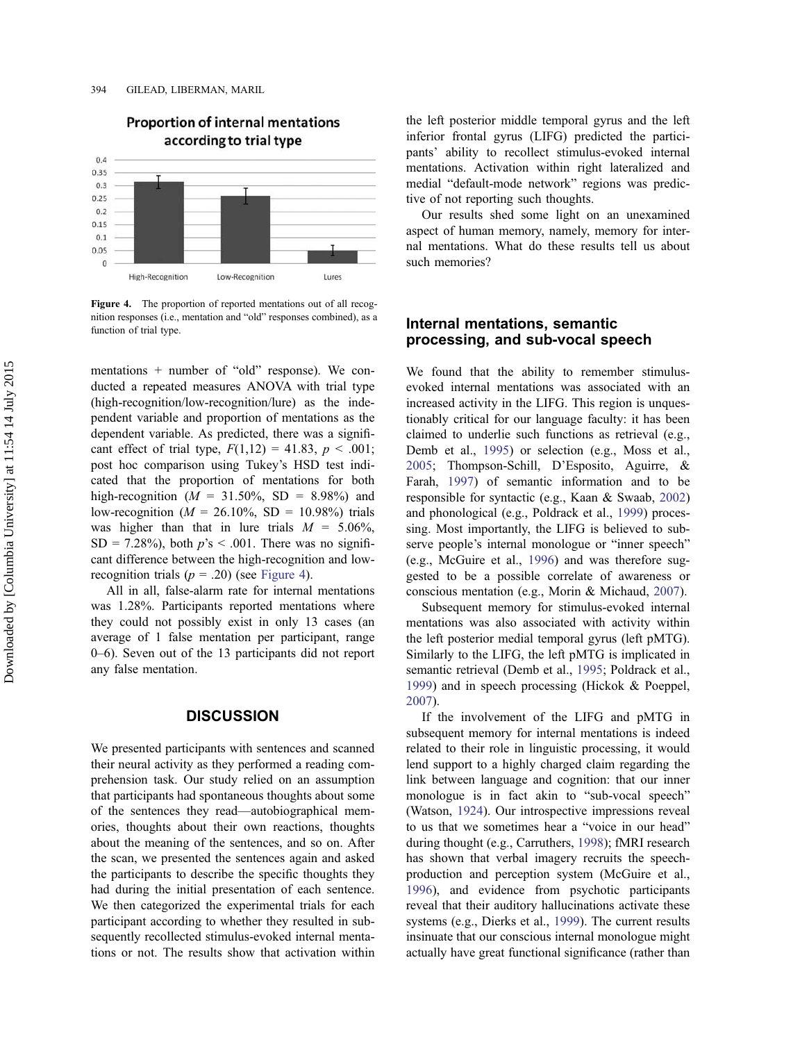Figure 4. The proportion of reported mentations out of all recognition responses (i.e., mentation and "old" responses combined), as a function of trial type.

mentations + number of "old" response). We conducted a repeated measures ANOVA with trial type (high-recognition/low-recognition/lure) as the independent variable and proportion of mentations as the dependent variable. As predicted, there was a significant effect of trial type, $F(1,12) = 41.83$, $p < .001$; post hoc comparison using Tukey's HSD test indicated that the proportion of mentations for both high-recognition ($M = 31.50\%$, SD = 8.98%) and low-recognition ($M = 26.10\%$, SD = 10.98%) trials was higher than that in lure trials $M = 5.06\%$, SD = 7.28%), both $p$'s < .001. There was no significant difference between the high-recognition and low-recognition trials ($p = .20$) (see Figure 4).

All in all, false-alarm rate for internal mentations was 1.28%. Participants reported mentations where they could not possibly exist in only 13 cases (an average of 1 false mentation per participant, range 0–6). Seven out of the 13 participants did not report any false mentation.

## DISCUSSION

We presented participants with sentences and scanned their neural activity as they performed a reading comprehension task. Our study relied on an assumption that participants had spontaneous thoughts about some of the sentences they read—autobiographical memories, thoughts about their own reactions, thoughts about the meaning of the sentences, and so on. After the scan, we presented the sentences again and asked the participants to describe the specific thoughts they had during the initial presentation of each sentence. We then categorized the experimental trials for each participant according to whether they resulted in subsequently recollected stimulus-evoked internal mentations or not. The results show that activation within the left posterior middle temporal gyrus and the left inferior frontal gyrus (LIFG) predicted the participants' ability to recollect stimulus-evoked internal mentations. Activation within right lateralized and medial "default-mode network" regions was predictive of not reporting such thoughts.

Our results shed some light on an unexamined aspect of human memory, namely, memory for internal mentations. What do these results tell us about such memories?

## Internal mentations, semantic processing, and sub-vocal speech

We found that the ability to remember stimulus-evoked internal mentations was associated with an increased activity in the LIFG. This region is unquestionably critical for our language faculty: it has been claimed to underlie such functions as retrieval (e.g., Demb et al., 1995) or selection (e.g., Moss et al., 2005; Thompson-Schill, D'Esposito, Aguirre, & Farah, 1997) of semantic information and to be responsible for syntactic (e.g., Kaan & Swaab, 2002) and phonological (e.g., Poldrack et al., 1999) processing. Most importantly, the LIFG is believed to subserve people's internal monologue or "inner speech" (e.g., McGuire et al., 1996) and was therefore suggested to be a possible correlate of awareness or conscious mentation (e.g., Morin & Michaud, 2007).

Subsequent memory for stimulus-evoked internal mentations was also associated with activity within the left posterior medial temporal gyrus (left pMTG). Similarly to the LIFG, the left pMTG is implicated in semantic retrieval (Demb et al., 1995; Poldrack et al., 1999) and in speech processing (Hickok & Poeppel, 2007).

If the involvement of the LIFG and pMTG in subsequent memory for internal mentations is indeed related to their role in linguistic processing, it would lend support to a highly charged claim regarding the link between language and cognition: that our inner monologue is in fact akin to "sub-vocal speech" (Watson, 1924). Our introspective impressions reveal to us that we sometimes hear a "voice in our head" during thought (e.g., Carruthers, 1998); fMRI research has shown that verbal imagery recruits the speech-production and perception system (McGuire et al., 1996), and evidence from psychotic participants reveal that their auditory hallucinations activate these systems (e.g., Dierks et al., 1999). The current results insinuate that our conscious internal monologue might actually have great functional significance (rather than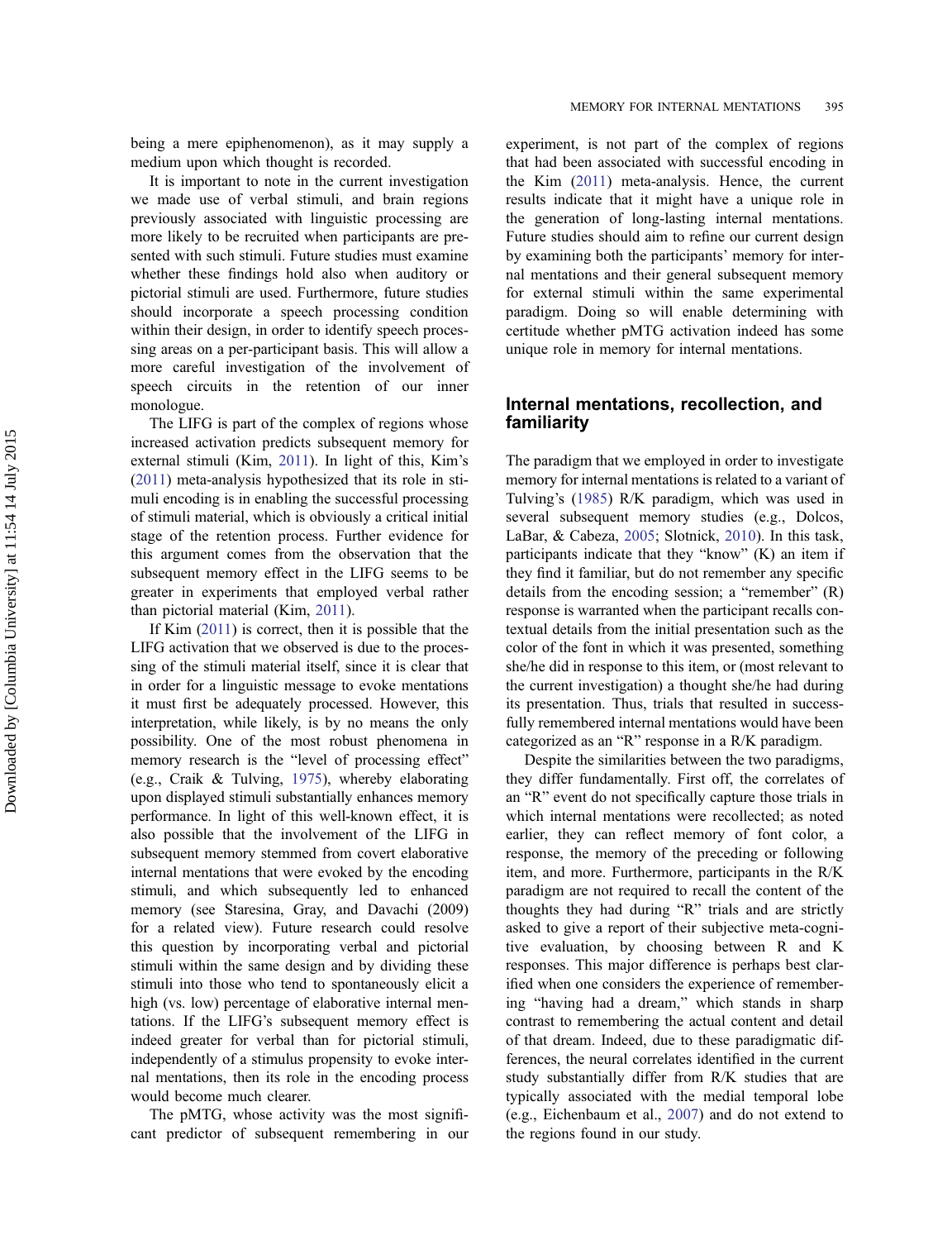being a mere epiphenomenon), as it may supply a medium upon which thought is recorded.

It is important to note in the current investigation we made use of verbal stimuli, and brain regions previously associated with linguistic processing are more likely to be recruited when participants are presented with such stimuli. Future studies must examine whether these findings hold also when auditory or pictorial stimuli are used. Furthermore, future studies should incorporate a speech processing condition within their design, in order to identify speech processing areas on a per-participant basis. This will allow a more careful investigation of the involvement of speech circuits in the retention of our inner monologue.

The LIFG is part of the complex of regions whose increased activation predicts subsequent memory for external stimuli (Kim, 2011). In light of this, Kim's (2011) meta-analysis hypothesized that its role in stimuli encoding is in enabling the successful processing of stimuli material, which is obviously a critical initial stage of the retention process. Further evidence for this argument comes from the observation that the subsequent memory effect in the LIFG seems to be greater in experiments that employed verbal rather than pictorial material (Kim, 2011).

If Kim (2011) is correct, then it is possible that the LIFG activation that we observed is due to the processing of the stimuli material itself, since it is clear that in order for a linguistic message to evoke mentations it must first be adequately processed. However, this interpretation, while likely, is by no means the only possibility. One of the most robust phenomena in memory research is the "level of processing effect" (e.g., Craik & Tulving, 1975), whereby elaborating upon displayed stimuli substantially enhances memory performance. In light of this well-known effect, it is also possible that the involvement of the LIFG in subsequent memory stemmed from covert elaborative internal mentations that were evoked by the encoding stimuli, and which subsequently led to enhanced memory (see Staresina, Gray, and Davachi (2009) for a related view). Future research could resolve this question by incorporating verbal and pictorial stimuli within the same design and by dividing these stimuli into those who tend to spontaneously elicit a high (vs. low) percentage of elaborative internal mentations. If the LIFG's subsequent memory effect is indeed greater for verbal than for pictorial stimuli, independently of a stimulus propensity to evoke internal mentations, then its role in the encoding process would become much clearer.

The pMTG, whose activity was the most significant predictor of subsequent remembering in our experiment, is not part of the complex of regions that had been associated with successful encoding in the Kim (2011) meta-analysis. Hence, the current results indicate that it might have a unique role in the generation of long-lasting internal mentations. Future studies should aim to refine our current design by examining both the participants' memory for internal mentations and their general subsequent memory for external stimuli within the same experimental paradigm. Doing so will enable determining with certitude whether pMTG activation indeed has some unique role in memory for internal mentations.

## Internal mentations, recollection, and familiarity

The paradigm that we employed in order to investigate memory for internal mentations is related to a variant of Tulving's (1985) R/K paradigm, which was used in several subsequent memory studies (e.g., Dolcos, LaBar, & Cabeza, 2005; Slotnick, 2010). In this task, participants indicate that they "know" (K) an item if they find it familiar, but do not remember any specific details from the encoding session; a "remember" (R) response is warranted when the participant recalls contextual details from the initial presentation such as the color of the font in which it was presented, something she/he did in response to this item, or (most relevant to the current investigation) a thought she/he had during its presentation. Thus, trials that resulted in successfully remembered internal mentations would have been categorized as an "R" response in a R/K paradigm.

Despite the similarities between the two paradigms, they differ fundamentally. First off, the correlates of an "R" event do not specifically capture those trials in which internal mentations were recollected; as noted earlier, they can reflect memory of font color, a response, the memory of the preceding or following item, and more. Furthermore, participants in the R/K paradigm are not required to recall the content of the thoughts they had during "R" trials and are strictly asked to give a report of their subjective meta-cognitive evaluation, by choosing between R and K responses. This major difference is perhaps best clarified when one considers the experience of remembering "having had a dream," which stands in sharp contrast to remembering the actual content and detail of that dream. Indeed, due to these paradigmatic differences, the neural correlates identified in the current study substantially differ from R/K studies that are typically associated with the medial temporal lobe (e.g., Eichenbaum et al., 2007) and do not extend to the regions found in our study.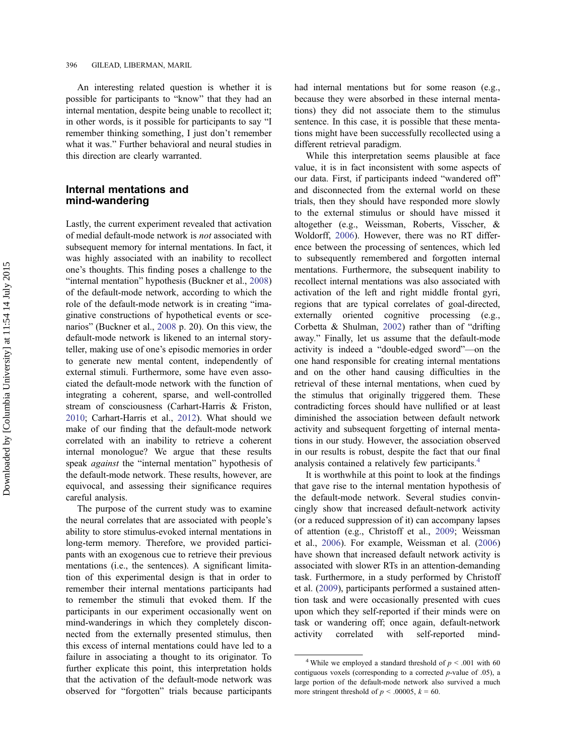An interesting related question is whether it is possible for participants to "know" that they had an internal mentation, despite being unable to recollect it; in other words, is it possible for participants to say "I remember thinking something, I just don't remember what it was." Further behavioral and neural studies in this direction are clearly warranted.

## Internal mentations and mind-wandering

Lastly, the current experiment revealed that activation of medial default-mode network is *not* associated with subsequent memory for internal mentations. In fact, it was highly associated with an inability to recollect one's thoughts. This finding poses a challenge to the "internal mentation" hypothesis (Buckner et al., 2008) of the default-mode network, according to which the role of the default-mode network is in creating "imaginative constructions of hypothetical events or scenarios" (Buckner et al., 2008 p. 20). On this view, the default-mode network is likened to an internal storyteller, making use of one's episodic memories in order to generate new mental content, independently of external stimuli. Furthermore, some have even associated the default-mode network with the function of integrating a coherent, sparse, and well-controlled stream of consciousness (Carhart-Harris & Friston, 2010; Carhart-Harris et al., 2012). What should we make of our finding that the default-mode network correlated with an inability to retrieve a coherent internal monologue? We argue that these results speak *against* the "internal mentation" hypothesis of the default-mode network. These results, however, are equivocal, and assessing their significance requires careful analysis.

The purpose of the current study was to examine the neural correlates that are associated with people's ability to store stimulus-evoked internal mentations in long-term memory. Therefore, we provided participants with an exogenous cue to retrieve their previous mentations (i.e., the sentences). A significant limitation of this experimental design is that in order to remember their internal mentations participants had to remember the stimuli that evoked them. If the participants in our experiment occasionally went on mind-wanderings in which they completely disconnected from the externally presented stimulus, then this excess of internal mentations could have led to a failure in associating a thought to its originator. To further explicate this point, this interpretation holds that the activation of the default-mode network was observed for "forgotten" trials because participants had internal mentations but for some reason (e.g., because they were absorbed in these internal mentations) they did not associate them to the stimulus sentence. In this case, it is possible that these mentations might have been successfully recollected using a different retrieval paradigm.

While this interpretation seems plausible at face value, it is in fact inconsistent with some aspects of our data. First, if participants indeed "wandered off" and disconnected from the external world on these trials, then they should have responded more slowly to the external stimulus or should have missed it altogether (e.g., Weissman, Roberts, Visscher, & Woldorff, 2006). However, there was no RT difference between the processing of sentences, which led to subsequently remembered and forgotten internal mentations. Furthermore, the subsequent inability to recollect internal mentations was also associated with activation of the left and right middle frontal gyri, regions that are typical correlates of goal-directed, externally oriented cognitive processing (e.g., Corbetta & Shulman, 2002) rather than of "drifting away." Finally, let us assume that the default-mode activity is indeed a "double-edged sword"—on the one hand responsible for creating internal mentations and on the other hand causing difficulties in the retrieval of these internal mentations, when cued by the stimulus that originally triggered them. These contradicting forces should have nullified or at least diminished the association between default network activity and subsequent forgetting of internal mentations in our study. However, the association observed in our results is robust, despite the fact that our final analysis contained a relatively few participants.[4]

It is worthwhile at this point to look at the findings that gave rise to the internal mentation hypothesis of the default-mode network. Several studies convincingly show that increased default-network activity (or a reduced suppression of it) can accompany lapses of attention (e.g., Christoff et al., 2009; Weissman et al., 2006). For example, Weissman et al. (2006) have shown that increased default network activity is associated with slower RTs in an attention-demanding task. Furthermore, in a study performed by Christoff et al. (2009), participants performed a sustained attention task and were occasionally presented with cues upon which they self-reported if their minds were on task or wandering off; once again, default-network activity correlated with self-reported mind-

[4] While we employed a standard threshold of $p < .001$ with 60 contiguous voxels (corresponding to a corrected $p$-value of .05), a large portion of the default-mode network also survived a much more stringent threshold of $p < .00005$, $k = 60$.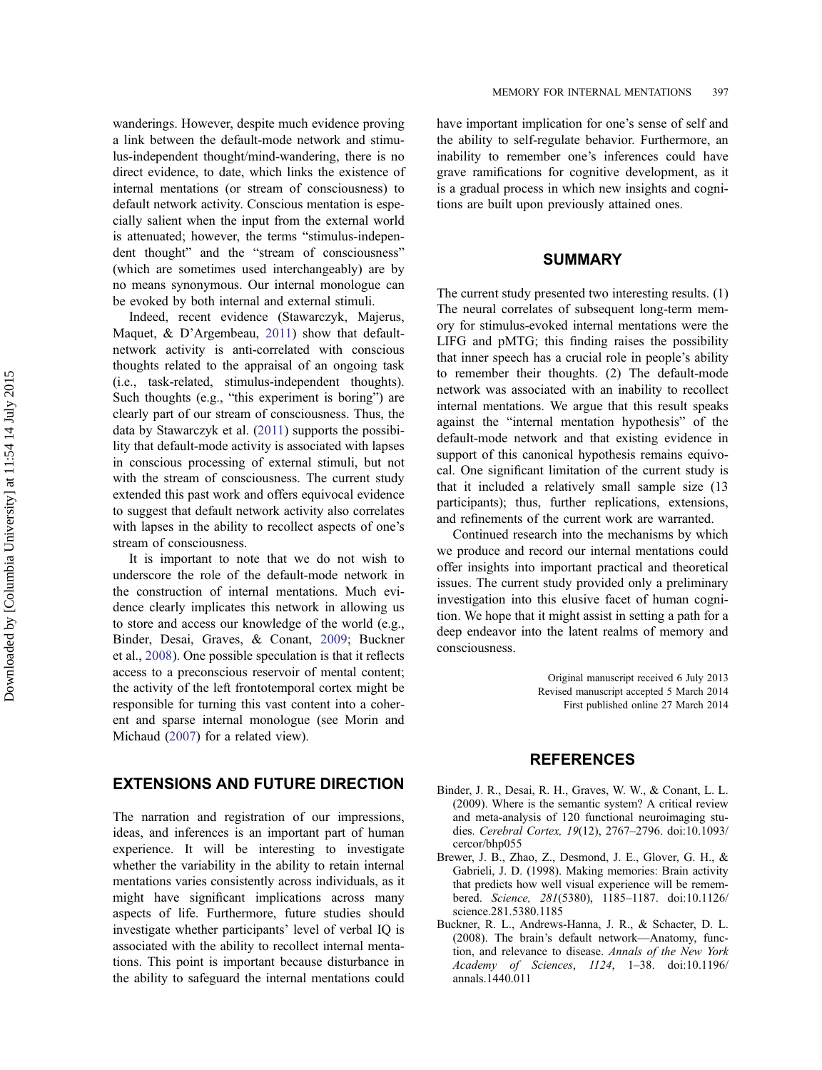wanderings. However, despite much evidence proving a link between the default-mode network and stimulus-independent thought/mind-wandering, there is no direct evidence, to date, which links the existence of internal mentations (or stream of consciousness) to default network activity. Conscious mentation is especially salient when the input from the external world is attenuated; however, the terms "stimulus-independent thought" and the "stream of consciousness" (which are sometimes used interchangeably) are by no means synonymous. Our internal monologue can be evoked by both internal and external stimuli.

Indeed, recent evidence (Stawarczyk, Majerus, Maquet, & D'Argembeau, 2011) show that default-network activity is anti-correlated with conscious thoughts related to the appraisal of an ongoing task (i.e., task-related, stimulus-independent thoughts). Such thoughts (e.g., "this experiment is boring") are clearly part of our stream of consciousness. Thus, the data by Stawarczyk et al. (2011) supports the possibility that default-mode activity is associated with lapses in conscious processing of external stimuli, but not with the stream of consciousness. The current study extended this past work and offers equivocal evidence to suggest that default network activity also correlates with lapses in the ability to recollect aspects of one's stream of consciousness.

It is important to note that we do not wish to underscore the role of the default-mode network in the construction of internal mentations. Much evidence clearly implicates this network in allowing us to store and access our knowledge of the world (e.g., Binder, Desai, Graves, & Conant, 2009; Buckner et al., 2008). One possible speculation is that it reflects access to a preconscious reservoir of mental content; the activity of the left frontotemporal cortex might be responsible for turning this vast content into a coherent and sparse internal monologue (see Morin and Michaud (2007) for a related view).

## EXTENSIONS AND FUTURE DIRECTION

The narration and registration of our impressions, ideas, and inferences is an important part of human experience. It will be interesting to investigate whether the variability in the ability to retain internal mentations varies consistently across individuals, as it might have significant implications across many aspects of life. Furthermore, future studies should investigate whether participants' level of verbal IQ is associated with the ability to recollect internal mentations. This point is important because disturbance in the ability to safeguard the internal mentations could have important implication for one's sense of self and the ability to self-regulate behavior. Furthermore, an inability to remember one's inferences could have grave ramifications for cognitive development, as it is a gradual process in which new insights and cognitions are built upon previously attained ones.

## SUMMARY

The current study presented two interesting results. (1) The neural correlates of subsequent long-term memory for stimulus-evoked internal mentations were the LIFG and pMTG; this finding raises the possibility that inner speech has a crucial role in people's ability to remember their thoughts. (2) The default-mode network was associated with an inability to recollect internal mentations. We argue that this result speaks against the "internal mentation hypothesis" of the default-mode network and that existing evidence in support of this canonical hypothesis remains equivocal. One significant limitation of the current study is that it included a relatively small sample size (13 participants); thus, further replications, extensions, and refinements of the current work are warranted.

Continued research into the mechanisms by which we produce and record our internal mentations could offer insights into important practical and theoretical issues. The current study provided only a preliminary investigation into this elusive facet of human cognition. We hope that it might assist in setting a path for a deep endeavor into the latent realms of memory and consciousness.

Original manuscript received 6 July 2013
Revised manuscript accepted 5 March 2014
First published online 27 March 2014

## REFERENCES

Binder, J. R., Desai, R. H., Graves, W. W., & Conant, L. L. (2009). Where is the semantic system? A critical review and meta-analysis of 120 functional neuroimaging studies. *Cerebral Cortex, 19*(12), 2767–2796. doi:10.1093/cercor/bhp055

Brewer, J. B., Zhao, Z., Desmond, J. E., Glover, G. H., & Gabrieli, J. D. (1998). Making memories: Brain activity that predicts how well visual experience will be remembered. *Science, 281*(5380), 1185–1187. doi:10.1126/science.281.5380.1185

Buckner, R. L., Andrews-Hanna, J. R., & Schacter, D. L. (2008). The brain's default network—Anatomy, function, and relevance to disease. *Annals of the New York Academy of Sciences*, *1124*, 1–38. doi:10.1196/annals.1440.011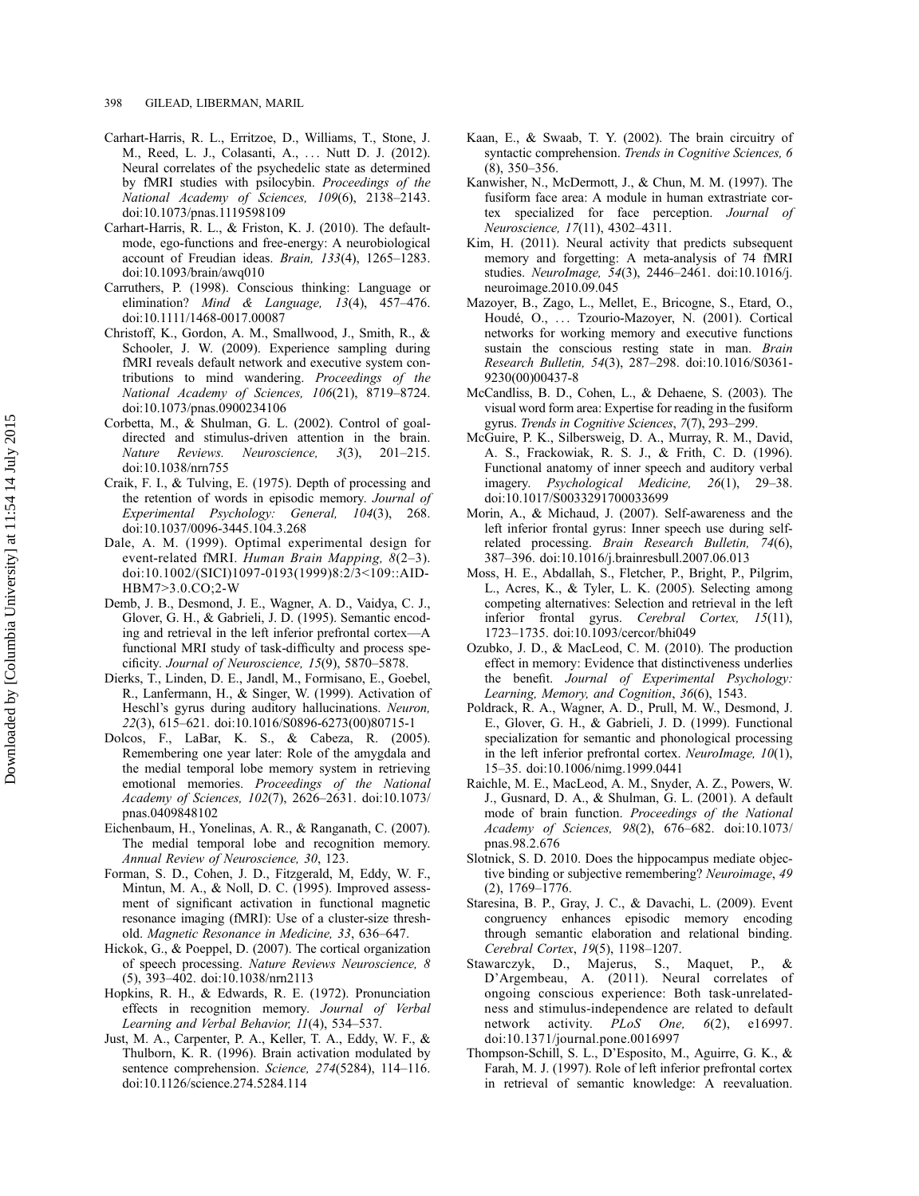Carhart-Harris, R. L., Erritzoe, D., Williams, T., Stone, J. M., Reed, L. J., Colasanti, A., … Nutt D. J. (2012). Neural correlates of the psychedelic state as determined by fMRI studies with psilocybin. *Proceedings of the National Academy of Sciences, 109*(6), 2138–2143. doi:10.1073/pnas.1119598109

Carhart-Harris, R. L., & Friston, K. J. (2010). The default-mode, ego-functions and free-energy: A neurobiological account of Freudian ideas. *Brain, 133*(4), 1265–1283. doi:10.1093/brain/awq010

Carruthers, P. (1998). Conscious thinking: Language or elimination? *Mind & Language, 13*(4), 457–476. doi:10.1111/1468-0017.00087

Christoff, K., Gordon, A. M., Smallwood, J., Smith, R., & Schooler, J. W. (2009). Experience sampling during fMRI reveals default network and executive system contributions to mind wandering. *Proceedings of the National Academy of Sciences, 106*(21), 8719–8724. doi:10.1073/pnas.0900234106

Corbetta, M., & Shulman, G. L. (2002). Control of goal-directed and stimulus-driven attention in the brain. *Nature Reviews. Neuroscience, 3*(3), 201–215. doi:10.1038/nrn755

Craik, F. I., & Tulving, E. (1975). Depth of processing and the retention of words in episodic memory. *Journal of Experimental Psychology: General, 104*(3), 268. doi:10.1037/0096-3445.104.3.268

Dale, A. M. (1999). Optimal experimental design for event-related fMRI. *Human Brain Mapping, 8*(2–3). doi:10.1002/(SICI)1097-0193(1999)8:2/3<109::AID-HBM7>3.0.CO;2-W

Demb, J. B., Desmond, J. E., Wagner, A. D., Vaidya, C. J., Glover, G. H., & Gabrieli, J. D. (1995). Semantic encoding and retrieval in the left inferior prefrontal cortex—A functional MRI study of task-difficulty and process specificity. *Journal of Neuroscience, 15*(9), 5870–5878.

Dierks, T., Linden, D. E., Jandl, M., Formisano, E., Goebel, R., Lanfermann, H., & Singer, W. (1999). Activation of Heschl's gyrus during auditory hallucinations. *Neuron, 22*(3), 615–621. doi:10.1016/S0896-6273(00)80715-1

Dolcos, F., LaBar, K. S., & Cabeza, R. (2005). Remembering one year later: Role of the amygdala and the medial temporal lobe memory system in retrieving emotional memories. *Proceedings of the National Academy of Sciences, 102*(7), 2626–2631. doi:10.1073/pnas.0409848102

Eichenbaum, H., Yonelinas, A. R., & Ranganath, C. (2007). The medial temporal lobe and recognition memory. *Annual Review of Neuroscience, 30*, 123.

Forman, S. D., Cohen, J. D., Fitzgerald, M, Eddy, W. F., Mintun, M. A., & Noll, D. C. (1995). Improved assessment of significant activation in functional magnetic resonance imaging (fMRI): Use of a cluster-size threshold. *Magnetic Resonance in Medicine, 33*, 636–647.

Hickok, G., & Poeppel, D. (2007). The cortical organization of speech processing. *Nature Reviews Neuroscience, 8* (5), 393–402. doi:10.1038/nrn2113

Hopkins, R. H., & Edwards, R. E. (1972). Pronunciation effects in recognition memory. *Journal of Verbal Learning and Verbal Behavior, 11*(4), 534–537.

Just, M. A., Carpenter, P. A., Keller, T. A., Eddy, W. F., & Thulborn, K. R. (1996). Brain activation modulated by sentence comprehension. *Science, 274*(5284), 114–116. doi:10.1126/science.274.5284.114

Kaan, E., & Swaab, T. Y. (2002). The brain circuitry of syntactic comprehension. *Trends in Cognitive Sciences, 6* (8), 350–356.

Kanwisher, N., McDermott, J., & Chun, M. M. (1997). The fusiform face area: A module in human extrastriate cortex specialized for face perception. *Journal of Neuroscience, 17*(11), 4302–4311.

Kim, H. (2011). Neural activity that predicts subsequent memory and forgetting: A meta-analysis of 74 fMRI studies. *NeuroImage, 54*(3), 2446–2461. doi:10.1016/j.neuroimage.2010.09.045

Mazoyer, B., Zago, L., Mellet, E., Bricogne, S., Etard, O., Houdé, O., … Tzourio-Mazoyer, N. (2001). Cortical networks for working memory and executive functions sustain the conscious resting state in man. *Brain Research Bulletin, 54*(3), 287–298. doi:10.1016/S0361-9230(00)00437-8

McCandliss, B. D., Cohen, L., & Dehaene, S. (2003). The visual word form area: Expertise for reading in the fusiform gyrus. *Trends in Cognitive Sciences*, *7*(7), 293–299.

McGuire, P. K., Silbersweig, D. A., Murray, R. M., David, A. S., Frackowiak, R. S. J., & Frith, C. D. (1996). Functional anatomy of inner speech and auditory verbal imagery. *Psychological Medicine, 26*(1), 29–38. doi:10.1017/S0033291700033699

Morin, A., & Michaud, J. (2007). Self-awareness and the left inferior frontal gyrus: Inner speech use during self-related processing. *Brain Research Bulletin, 74*(6), 387–396. doi:10.1016/j.brainresbull.2007.06.013

Moss, H. E., Abdallah, S., Fletcher, P., Bright, P., Pilgrim, L., Acres, K., & Tyler, L. K. (2005). Selecting among competing alternatives: Selection and retrieval in the left inferior frontal gyrus. *Cerebral Cortex, 15*(11), 1723–1735. doi:10.1093/cercor/bhi049

Ozubko, J. D., & MacLeod, C. M. (2010). The production effect in memory: Evidence that distinctiveness underlies the benefit. *Journal of Experimental Psychology: Learning, Memory, and Cognition*, *36*(6), 1543.

Poldrack, R. A., Wagner, A. D., Prull, M. W., Desmond, J. E., Glover, G. H., & Gabrieli, J. D. (1999). Functional specialization for semantic and phonological processing in the left inferior prefrontal cortex. *NeuroImage, 10*(1), 15–35. doi:10.1006/nimg.1999.0441

Raichle, M. E., MacLeod, A. M., Snyder, A. Z., Powers, W. J., Gusnard, D. A., & Shulman, G. L. (2001). A default mode of brain function. *Proceedings of the National Academy of Sciences, 98*(2), 676–682. doi:10.1073/pnas.98.2.676

Slotnick, S. D. 2010. Does the hippocampus mediate objective binding or subjective remembering? *Neuroimage*, *49* (2), 1769–1776.

Staresina, B. P., Gray, J. C., & Davachi, L. (2009). Event congruency enhances episodic memory encoding through semantic elaboration and relational binding. *Cerebral Cortex*, *19*(5), 1198–1207.

Stawarczyk, D., Majerus, S., Maquet, P., & D'Argembeau, A. (2011). Neural correlates of ongoing conscious experience: Both task-unrelatedness and stimulus-independence are related to default network activity. *PLoS One, 6*(2), e16997. doi:10.1371/journal.pone.0016997

Thompson-Schill, S. L., D'Esposito, M., Aguirre, G. K., & Farah, M. J. (1997). Role of left inferior prefrontal cortex in retrieval of semantic knowledge: A reevaluation.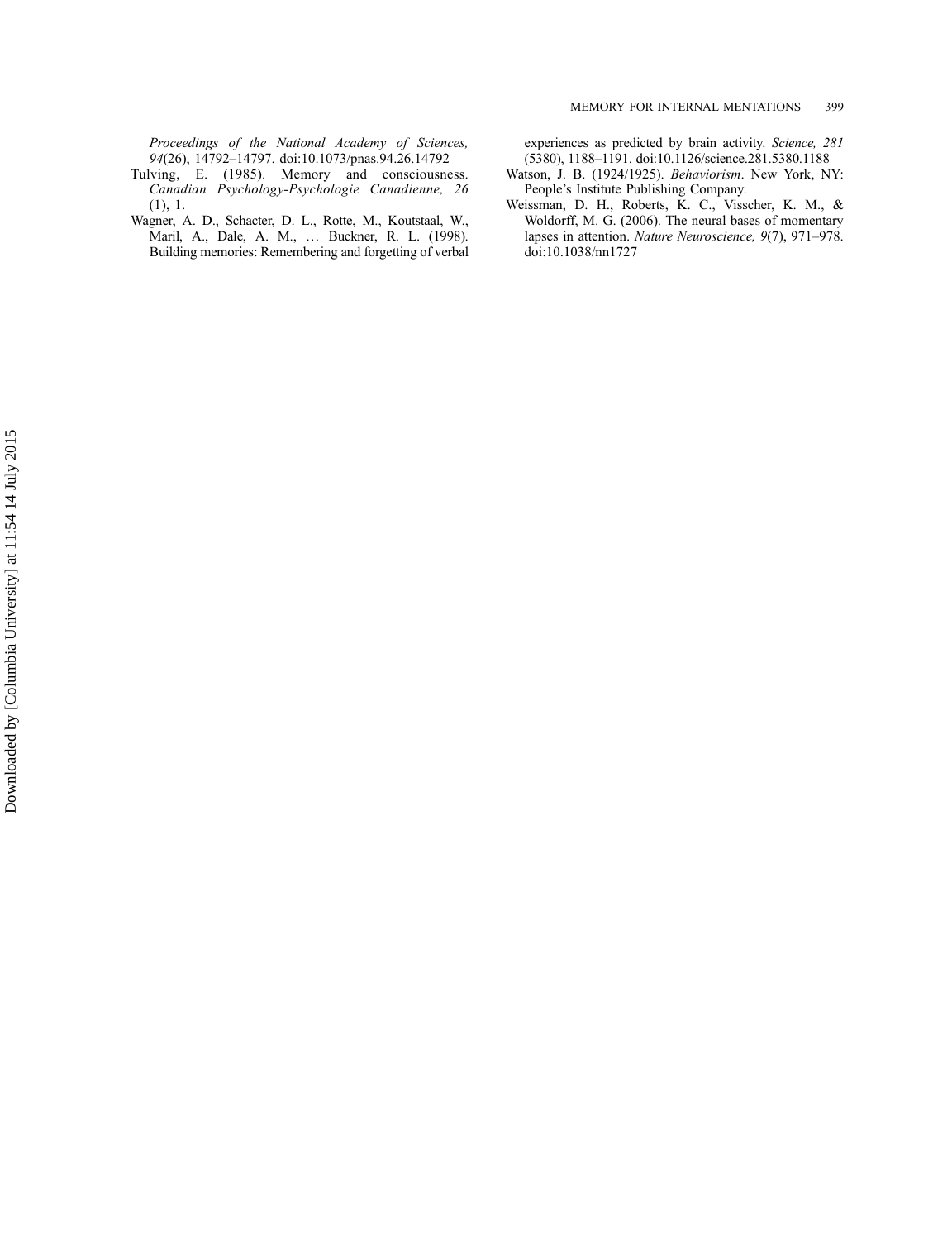*Proceedings of the National Academy of Sciences, 94*(26), 14792–14797. doi:10.1073/pnas.94.26.14792

Tulving, E. (1985). Memory and consciousness. *Canadian Psychology-Psychologie Canadienne, 26* (1), 1.

Wagner, A. D., Schacter, D. L., Rotte, M., Koutstaal, W., Maril, A., Dale, A. M., … Buckner, R. L. (1998). Building memories: Remembering and forgetting of verbal experiences as predicted by brain activity. *Science, 281* (5380), 1188–1191. doi:10.1126/science.281.5380.1188

Watson, J. B. (1924/1925). *Behaviorism*. New York, NY: People's Institute Publishing Company.

Weissman, D. H., Roberts, K. C., Visscher, K. M., & Woldorff, M. G. (2006). The neural bases of momentary lapses in attention. *Nature Neuroscience, 9*(7), 971–978. doi:10.1038/nn1727